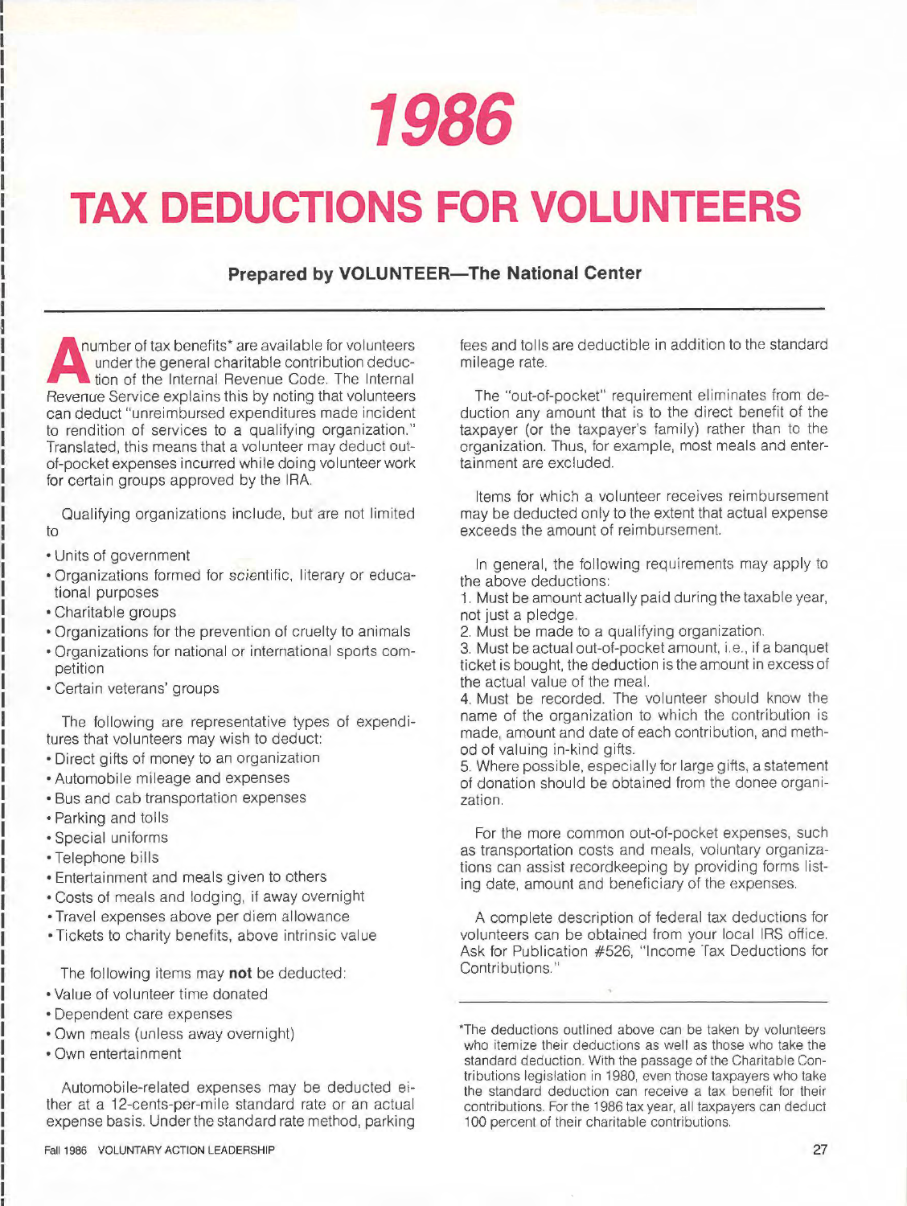# 1986

# TAX DEDUCTIONS FOR VOLUNTEERS

**Prepared by VOLUNTEER—The National Center**

A number of tax benefits* are available for volunteers under the general charitable contribution deduction of the Internal Revenue Code. The Internal Revenue Service explains this by noting that volunteers can deduct "unreimbursed expenditures made incident to rendition of services to a qualifying organization." Translated, this means that a volunteer may deduct out-of-pocket expenses incurred while doing volunteer work for certain groups approved by the IRA.

Qualifying organizations include, but are not limited to

- Units of government
- Organizations formed for scientific, literary or educational purposes
- Charitable groups
- Organizations for the prevention of cruelty to animals
- Organizations for national or international sports competition
- Certain veterans' groups

The following are representative types of expenditures that volunteers may wish to deduct:

- Direct gifts of money to an organization
- Automobile mileage and expenses
- Bus and cab transportation expenses
- Parking and tolls
- Special uniforms
- Telephone bills
- Entertainment and meals given to others
- Costs of meals and lodging, if away overnight
- Travel expenses above per diem allowance
- Tickets to charity benefits, above intrinsic value

The following items may **not** be deducted:

- Value of volunteer time donated
- Dependent care expenses
- Own meals (unless away overnight)
- Own entertainment

Automobile-related expenses may be deducted either at a 12-cents-per-mile standard rate or an actual expense basis. Under the standard rate method, parking fees and tolls are deductible in addition to the standard mileage rate.

The "out-of-pocket" requirement eliminates from deduction any amount that is to the direct benefit of the taxpayer (or the taxpayer's family) rather than to the organization. Thus, for example, most meals and entertainment are excluded.

Items for which a volunteer receives reimbursement may be deducted only to the extent that actual expense exceeds the amount of reimbursement.

In general, the following requirements may apply to the above deductions:

1. Must be amount actually paid during the taxable year, not just a pledge.
2. Must be made to a qualifying organization.
3. Must be actual out-of-pocket amount, i.e., if a banquet ticket is bought, the deduction is the amount in excess of the actual value of the meal.
4. Must be recorded. The volunteer should know the name of the organization to which the contribution is made, amount and date of each contribution, and method of valuing in-kind gifts.
5. Where possible, especially for large gifts, a statement of donation should be obtained from the donee organization.

For the more common out-of-pocket expenses, such as transportation costs and meals, voluntary organizations can assist recordkeeping by providing forms listing date, amount and beneficiary of the expenses.

A complete description of federal tax deductions for volunteers can be obtained from your local IRS office. Ask for Publication #526, "Income Tax Deductions for Contributions."

---

*The deductions outlined above can be taken by volunteers who itemize their deductions as well as those who take the standard deduction. With the passage of the Charitable Contributions legislation in 1980, even those taxpayers who take the standard deduction can receive a tax benefit for their contributions. For the 1986 tax year, all taxpayers can deduct 100 percent of their charitable contributions.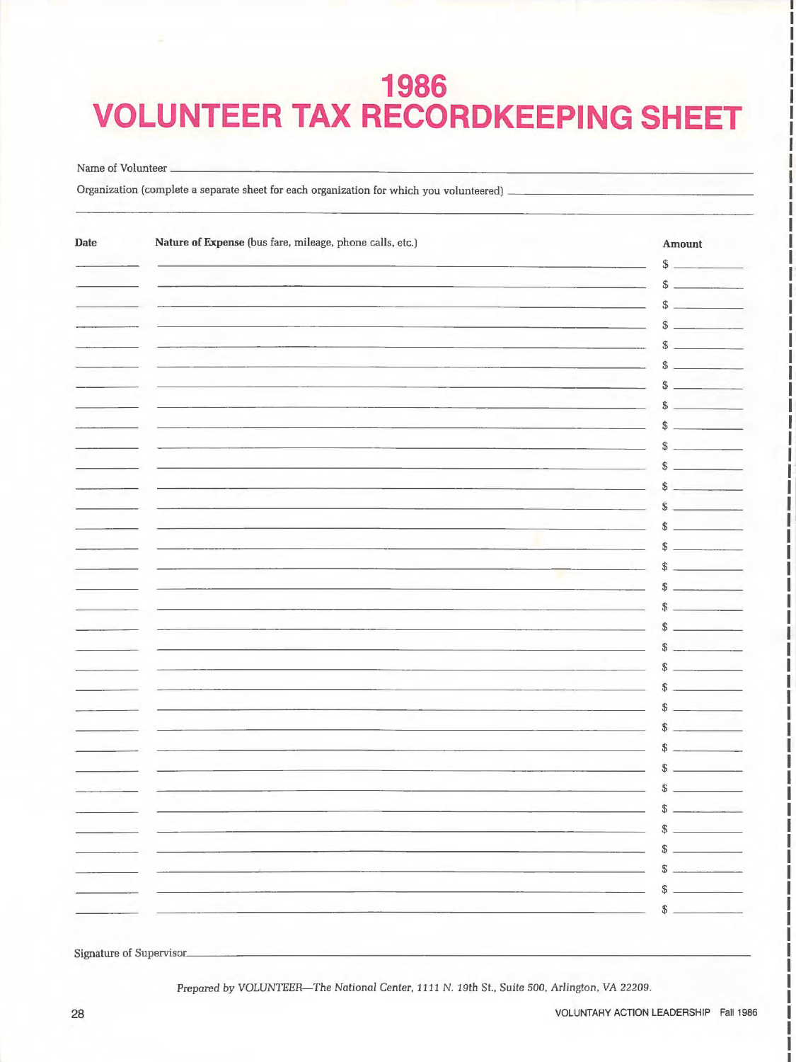# 1986 VOLUNTEER TAX RECORDKEEPING SHEET

Name of Volunteer ______________________________________________

Organization (complete a separate sheet for each organization for which you volunteered) ______________________________

______________________________________________

| Date | Nature of Expense (bus fare, mileage, phone calls, etc.) | Amount |
|---|---|---|
| | | $ |
| | | $ |
| | | $ |
| | | $ |
| | | $ |
| | | $ |
| | | $ |
| | | $ |
| | | $ |
| | | $ |
| | | $ |
| | | $ |
| | | $ |
| | | $ |
| | | $ |
| | | $ |
| | | $ |
| | | $ |
| | | $ |
| | | $ |
| | | $ |
| | | $ |
| | | $ |
| | | $ |
| | | $ |
| | | $ |
| | | $ |
| | | $ |
| | | $ |
| | | $ |
| | | $ |
| | | $ |
| | | $ |

Signature of Supervisor ______________________________________________

*Prepared by VOLUNTEER—The National Center, 1111 N. 19th St., Suite 500, Arlington, VA 22209.*